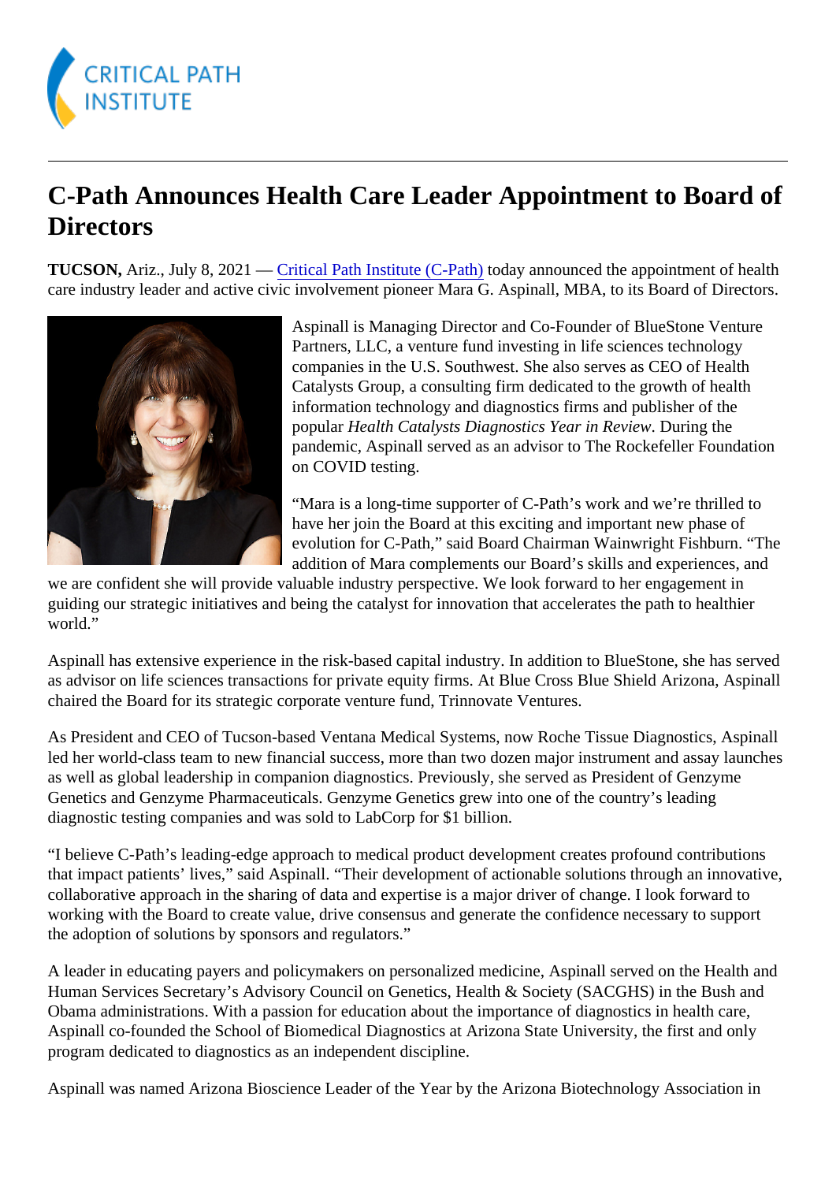# C-Path Announces Health Care Leader Appointment to Board of Directors

**TUCSON,** Ariz., July 8, 2021 — Critical Path Institute (C-Path) today announced the appointment of health care industry leader and active civic involvement pioneer Mara G. Aspinall, MBA, to its Board of Directors.

Aspinall is Managing Director and Co-Founder of BlueStone Venture Partners, LLC, a venture fund investing in life sciences technology companies in the U.S. Southwest. She also serves as CEO of Health Catalysts Group, a consulting firm dedicated to the growth of health information technology and diagnostics firms and publisher of the popular *Health Catalysts Diagnostics Year in Review*. During the pandemic, Aspinall served as an advisor to The Rockefeller Foundation on COVID testing.

"Mara is a long-time supporter of C-Path's work and we're thrilled to have her join the Board at this exciting and important new phase of evolution for C-Path," said Board Chairman Wainwright Fishburn. "The addition of Mara complements our Board's skills and experiences, and we are confident she will provide valuable industry perspective. We look forward to her engagement in guiding our strategic initiatives and being the catalyst for innovation that accelerates the path to healthier world."

Aspinall has extensive experience in the risk-based capital industry. In addition to BlueStone, she has served as advisor on life sciences transactions for private equity firms. At Blue Cross Blue Shield Arizona, Aspinall chaired the Board for its strategic corporate venture fund, Trinnovate Ventures.

As President and CEO of Tucson-based Ventana Medical Systems, now Roche Tissue Diagnostics, Aspinall led her world-class team to new financial success, more than two dozen major instrument and assay launches as well as global leadership in companion diagnostics. Previously, she served as President of Genzyme Genetics and Genzyme Pharmaceuticals. Genzyme Genetics grew into one of the country's leading diagnostic testing companies and was sold to LabCorp for $1 billion.

"I believe C-Path's leading-edge approach to medical product development creates profound contributions that impact patients' lives," said Aspinall. "Their development of actionable solutions through an innovative, collaborative approach in the sharing of data and expertise is a major driver of change. I look forward to working with the Board to create value, drive consensus and generate the confidence necessary to support the adoption of solutions by sponsors and regulators."

A leader in educating payers and policymakers on personalized medicine, Aspinall served on the Health and Human Services Secretary's Advisory Council on Genetics, Health & Society (SACGHS) in the Bush and Obama administrations. With a passion for education about the importance of diagnostics in health care, Aspinall co-founded the School of Biomedical Diagnostics at Arizona State University, the first and only program dedicated to diagnostics as an independent discipline.

Aspinall was named Arizona Bioscience Leader of the Year by the Arizona Biotechnology Association in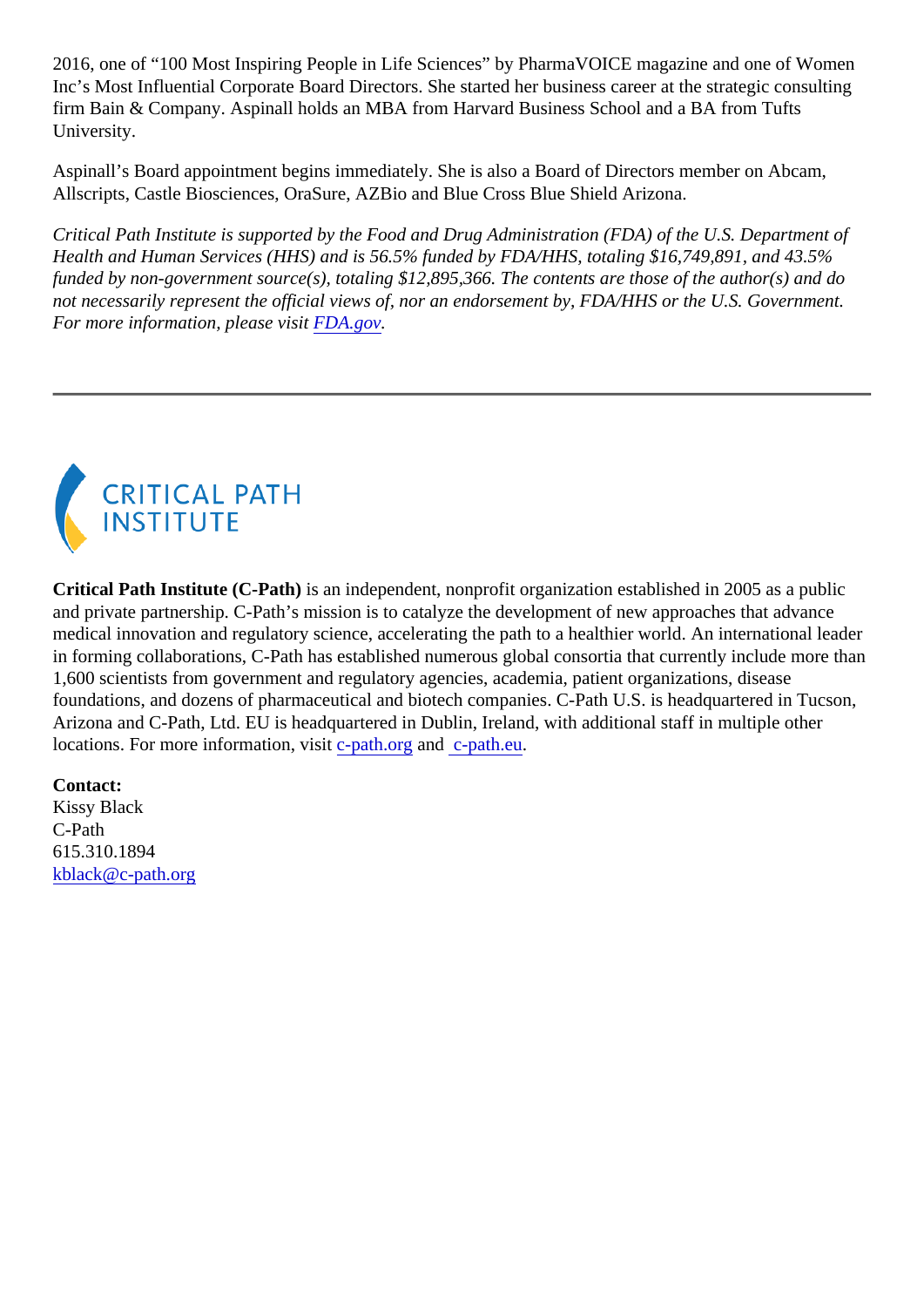2016, one of "100 Most Inspiring People in Life Sciences" by PharmaVOICE magazine and one of Women Inc's Most Influential Corporate Board Directors. She started her business career at the strategic consulting firm Bain & Company. Aspinall holds an MBA from Harvard Business School and a BA from Tufts University.

Aspinall's Board appointment begins immediately. She is also a Board of Directors member on Abcam, Allscripts, Castle Biosciences, OraSure, AZBio and Blue Cross Blue Shield Arizona.

*Critical Path Institute is supported by the Food and Drug Administration (FDA) of the U.S. Department of Health and Human Services (HHS) and is 56.5% funded by FDA/HHS, totaling $16,749,891, and 43.5% funded by non-government source(s), totaling $12,895,366. The contents are those of the author(s) and do not necessarily represent the official views of, nor an endorsement by, FDA/HHS or the U.S. Government. For more information, please visit [FDA.gov](FDA.gov).*

---

CRITICAL PATH INSTITUTE

**Critical Path Institute (C-Path)** is an independent, nonprofit organization established in 2005 as a public and private partnership. C-Path's mission is to catalyze the development of new approaches that advance medical innovation and regulatory science, accelerating the path to a healthier world. An international leader in forming collaborations, C-Path has established numerous global consortia that currently include more than 1,600 scientists from government and regulatory agencies, academia, patient organizations, disease foundations, and dozens of pharmaceutical and biotech companies. C-Path U.S. is headquartered in Tucson, Arizona and C-Path, Ltd. EU is headquartered in Dublin, Ireland, with additional staff in multiple other locations. For more information, visit c-path.org and c-path.eu.

**Contact:**
Kissy Black
C-Path
615.310.1894
kblack@c-path.org